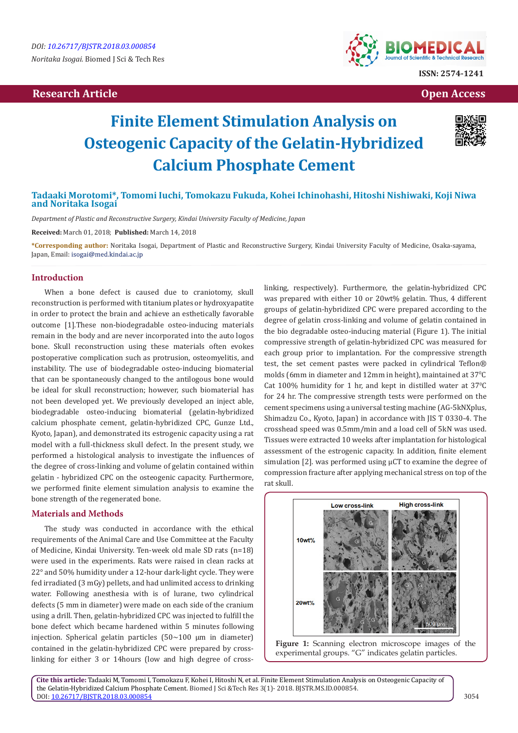DOI: 10.26717/BJSTR.2018.03.000854

*Noritaka Isogai.* Biomed J Sci & Tech Res

ISSN: 2574-1241

**Research Article** **Open Access**

# Finite Element Stimulation Analysis on Osteogenic Capacity of the Gelatin-Hybridized Calcium Phosphate Cement

**Tadaaki Morotomi\*, Tomomi Iuchi, Tomokazu Fukuda, Kohei Ichinohashi, Hitoshi Nishiwaki, Koji Niwa and Noritaka Isogai**

*Department of Plastic and Reconstructive Surgery, Kindai University Faculty of Medicine, Japan*

**Received:** March 01, 2018; **Published:** March 14, 2018

**\*Corresponding author:** Noritaka Isogai, Department of Plastic and Reconstructive Surgery, Kindai University Faculty of Medicine, Osaka-sayama, Japan, Email: isogai@med.kindai.ac.jp

## Introduction

When a bone defect is caused due to craniotomy, skull reconstruction is performed with titanium plates or hydroxyapatite in order to protect the brain and achieve an esthetically favorable outcome [1].These non-biodegradable osteo-inducing materials remain in the body and are never incorporated into the auto logos bone. Skull reconstruction using these materials often evokes postoperative complication such as protrusion, osteomyelitis, and instability. The use of biodegradable osteo-inducing biomaterial that can be spontaneously changed to the antilogous bone would be ideal for skull reconstruction; however, such biomaterial has not been developed yet. We previously developed an inject able, biodegradable osteo-inducing biomaterial (gelatin-hybridized calcium phosphate cement, gelatin-hybridized CPC, Gunze Ltd., Kyoto, Japan), and demonstrated its estrogenic capacity using a rat model with a full-thickness skull defect. In the present study, we performed a histological analysis to investigate the influences of the degree of cross-linking and volume of gelatin contained within gelatin - hybridized CPC on the osteogenic capacity. Furthermore, we performed finite element simulation analysis to examine the bone strength of the regenerated bone.

## Materials and Methods

The study was conducted in accordance with the ethical requirements of the Animal Care and Use Committee at the Faculty of Medicine, Kindai University. Ten-week old male SD rats (n=18) were used in the experiments. Rats were raised in clean racks at 22° and 50% humidity under a 12-hour dark-light cycle. They were fed irradiated (3 mGy) pellets, and had unlimited access to drinking water. Following anesthesia with is of lurane, two cylindrical defects (5 mm in diameter) were made on each side of the cranium using a drill. Then, gelatin-hybridized CPC was injected to fulfill the bone defect which became hardened within 5 minutes following injection. Spherical gelatin particles (50~100 μm in diameter) contained in the gelatin-hybridized CPC were prepared by cross-linking for either 3 or 14hours (low and high degree of cross-linking, respectively). Furthermore, the gelatin-hybridized CPC was prepared with either 10 or 20wt% gelatin. Thus, 4 different groups of gelatin-hybridized CPC were prepared according to the degree of gelatin cross-linking and volume of gelatin contained in the bio degradable osteo-inducing material (Figure 1). The initial compressive strength of gelatin-hybridized CPC was measured for each group prior to implantation. For the compressive strength test, the set cement pastes were packed in cylindrical Teflon® molds (6mm in diameter and 12mm in height), maintained at 37$^{0}$C Cat 100% humidity for 1 hr, and kept in distilled water at 37$^{0}$C for 24 hr. The compressive strength tests were performed on the cement specimens using a universal testing machine (AG-5kNXplus, Shimadzu Co., Kyoto, Japan) in accordance with JIS T 0330-4. The crosshead speed was 0.5mm/min and a load cell of 5kN was used. Tissues were extracted 10 weeks after implantation for histological assessment of the estrogenic capacity. In addition, finite element simulation [2]. was performed using μCT to examine the degree of compression fracture after applying mechanical stress on top of the rat skull.

**Figure 1:** Scanning electron microscope images of the experimental groups. "G" indicates gelatin particles.

**Cite this article:** Tadaaki M, Tomomi I, Tomokazu F, Kohei I, Hitoshi N, et al. Finite Element Stimulation Analysis on Osteogenic Capacity of the Gelatin-Hybridized Calcium Phosphate Cement. Biomed J Sci &Tech Res 3(1)- 2018. BJSTR.MS.ID.000854. DOI: 10.26717/BJSTR.2018.03.000854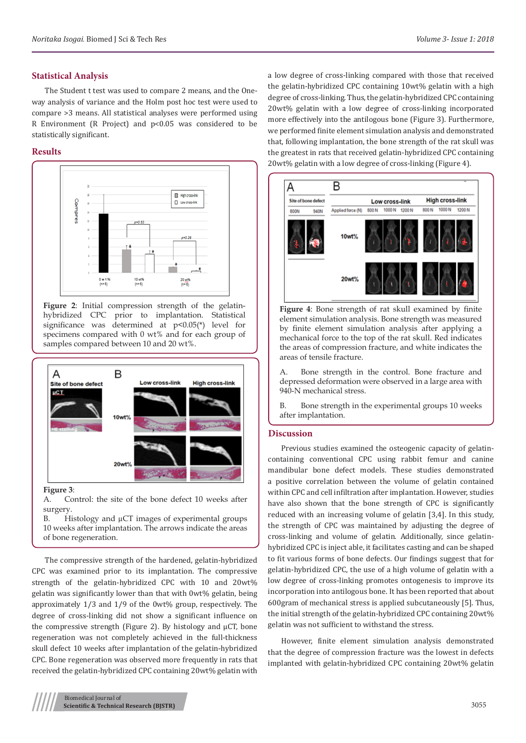## Statistical Analysis

The Student t test was used to compare 2 means, and the One-way analysis of variance and the Holm post hoc test were used to compare >3 means. All statistical analyses were performed using R Environment (R Project) and p<0.05 was considered to be statistically significant.

## Results

**Figure 2**: Initial compression strength of the gelatin-hybridized CPC prior to implantation. Statistical significance was determined at p<0.05(*) level for specimens compared with 0 wt% and for each group of samples compared between 10 and 20 wt%.

**Figure 3**:

A. Control: the site of the bone defect 10 weeks after surgery.

B. Histology and µCT images of experimental groups 10 weeks after implantation. The arrows indicate the areas of bone regeneration.

The compressive strength of the hardened, gelatin-hybridized CPC was examined prior to its implantation. The compressive strength of the gelatin-hybridized CPC with 10 and 20wt% gelatin was significantly lower than that with 0wt% gelatin, being approximately 1/3 and 1/9 of the 0wt% group, respectively. The degree of cross-linking did not show a significant influence on the compressive strength (Figure 2). By histology and µCT, bone regeneration was not completely achieved in the full-thickness skull defect 10 weeks after implantation of the gelatin-hybridized CPC. Bone regeneration was observed more frequently in rats that received the gelatin-hybridized CPC containing 20wt% gelatin with a low degree of cross-linking compared with those that received the gelatin-hybridized CPC containing 10wt% gelatin with a high degree of cross-linking. Thus, the gelatin-hybridized CPC containing 20wt% gelatin with a low degree of cross-linking incorporated more effectively into the antilogous bone (Figure 3). Furthermore, we performed finite element simulation analysis and demonstrated that, following implantation, the bone strength of the rat skull was the greatest in rats that received gelatin-hybridized CPC containing 20wt% gelatin with a low degree of cross-linking (Figure 4).

**Figure 4**: Bone strength of rat skull examined by finite element simulation analysis. Bone strength was measured by finite element simulation analysis after applying a mechanical force to the top of the rat skull. Red indicates the areas of compression fracture, and white indicates the areas of tensile fracture.

A. Bone strength in the control. Bone fracture and depressed deformation were observed in a large area with 940-N mechanical stress.

B. Bone strength in the experimental groups 10 weeks after implantation.

## Discussion

Previous studies examined the osteogenic capacity of gelatin-containing conventional CPC using rabbit femur and canine mandibular bone defect models. These studies demonstrated a positive correlation between the volume of gelatin contained within CPC and cell infiltration after implantation. However, studies have also shown that the bone strength of CPC is significantly reduced with an increasing volume of gelatin [3,4]. In this study, the strength of CPC was maintained by adjusting the degree of cross-linking and volume of gelatin. Additionally, since gelatin-hybridized CPC is inject able, it facilitates casting and can be shaped to fit various forms of bone defects. Our findings suggest that for gelatin-hybridized CPC, the use of a high volume of gelatin with a low degree of cross-linking promotes ontogenesis to improve its incorporation into antilogous bone. It has been reported that about 600gram of mechanical stress is applied subcutaneously [5]. Thus, the initial strength of the gelatin-hybridized CPC containing 20wt% gelatin was not sufficient to withstand the stress.

However, finite element simulation analysis demonstrated that the degree of compression fracture was the lowest in defects implanted with gelatin-hybridized CPC containing 20wt% gelatin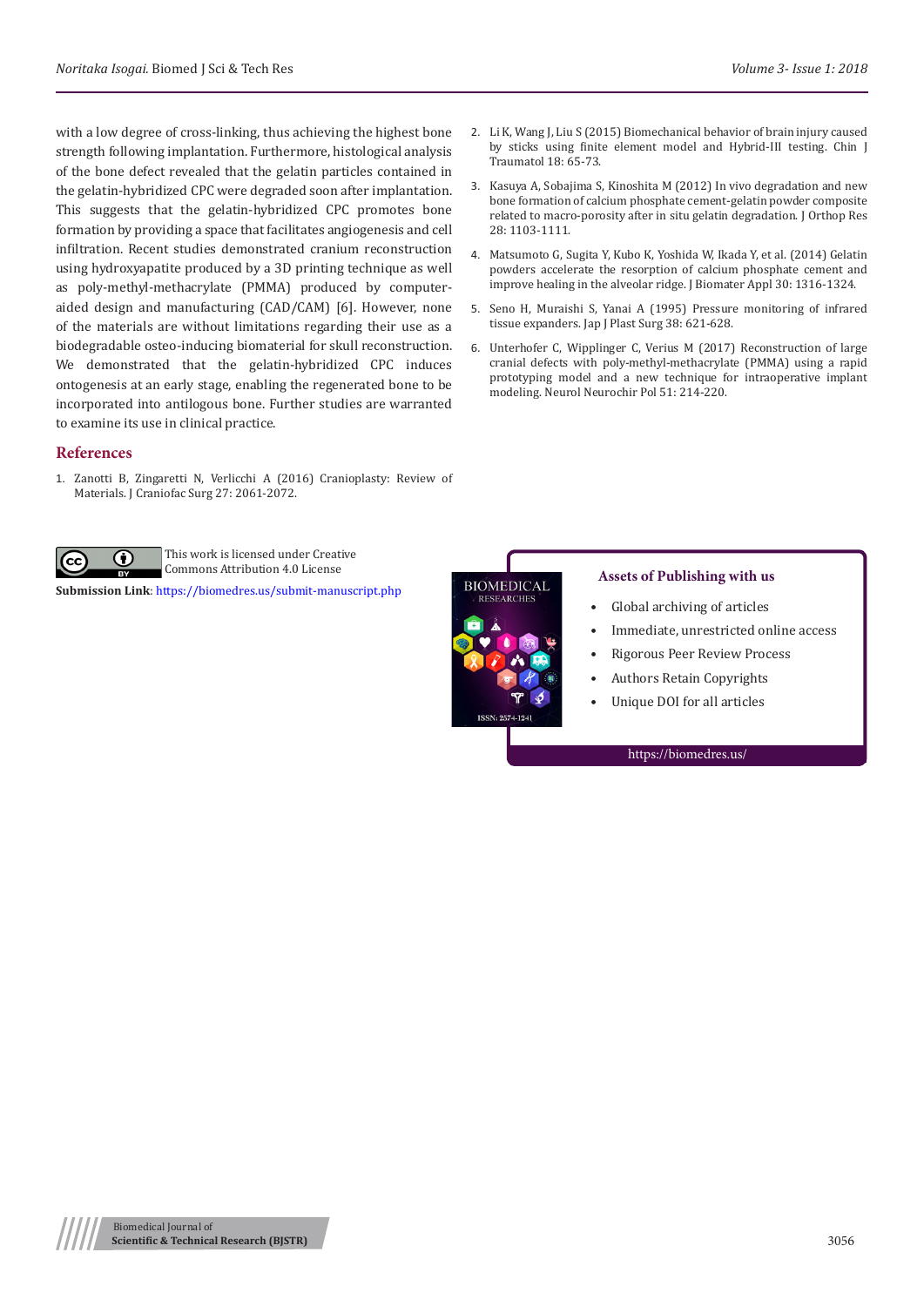with a low degree of cross-linking, thus achieving the highest bone strength following implantation. Furthermore, histological analysis of the bone defect revealed that the gelatin particles contained in the gelatin-hybridized CPC were degraded soon after implantation. This suggests that the gelatin-hybridized CPC promotes bone formation by providing a space that facilitates angiogenesis and cell infiltration. Recent studies demonstrated cranium reconstruction using hydroxyapatite produced by a 3D printing technique as well as poly-methyl-methacrylate (PMMA) produced by computer-aided design and manufacturing (CAD/CAM) [6]. However, none of the materials are without limitations regarding their use as a biodegradable osteo-inducing biomaterial for skull reconstruction. We demonstrated that the gelatin-hybridized CPC induces ontogenesis at an early stage, enabling the regenerated bone to be incorporated into antilogous bone. Further studies are warranted to examine its use in clinical practice.

## References

1. Zanotti B, Zingaretti N, Verlicchi A (2016) Cranioplasty: Review of Materials. J Craniofac Surg 27: 2061-2072.
2. Li K, Wang J, Liu S (2015) Biomechanical behavior of brain injury caused by sticks using finite element model and Hybrid-III testing. Chin J Traumatol 18: 65-73.
3. Kasuya A, Sobajima S, Kinoshita M (2012) In vivo degradation and new bone formation of calcium phosphate cement-gelatin powder composite related to macro-porosity after in situ gelatin degradation. J Orthop Res 28: 1103-1111.
4. Matsumoto G, Sugita Y, Kubo K, Yoshida W, Ikada Y, et al. (2014) Gelatin powders accelerate the resorption of calcium phosphate cement and improve healing in the alveolar ridge. J Biomater Appl 30: 1316-1324.
5. Seno H, Muraishi S, Yanai A (1995) Pressure monitoring of infrared tissue expanders. Jap J Plast Surg 38: 621-628.
6. Unterhofer C, Wipplinger C, Verius M (2017) Reconstruction of large cranial defects with poly-methyl-methacrylate (PMMA) using a rapid prototyping model and a new technique for intraoperative implant modeling. Neurol Neurochir Pol 51: 214-220.

This work is licensed under Creative Commons Attribution 4.0 License

**Submission Link**: https://biomedres.us/submit-manuscript.php

**Assets of Publishing with us**

- Global archiving of articles
- Immediate, unrestricted online access
- Rigorous Peer Review Process
- Authors Retain Copyrights
- Unique DOI for all articles

https://biomedres.us/